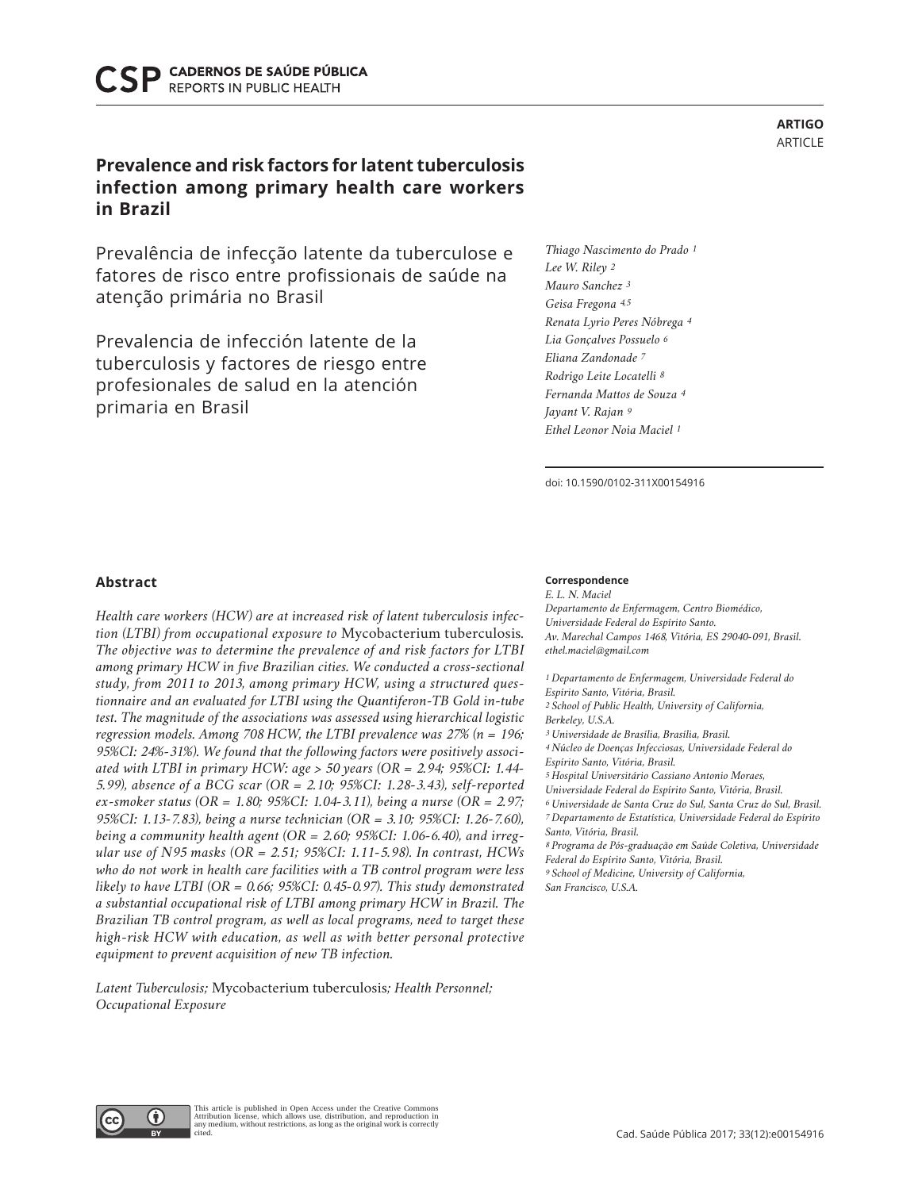ARTIGO
ARTICLE

# Prevalence and risk factors for latent tuberculosis infection among primary health care workers in Brazil

Prevalência de infecção latente da tuberculose e fatores de risco entre profissionais de saúde na atenção primária no Brasil

Prevalencia de infección latente de la tuberculosis y factores de riesgo entre profesionales de salud en la atención primaria en Brasil

*Thiago Nascimento do Prado* [1]
*Lee W. Riley* [2]
*Mauro Sanchez* [3]
*Geisa Fregona* [4,5]
*Renata Lyrio Peres Nóbrega* [4]
*Lia Gonçalves Possuelo* [6]
*Eliana Zandonade* [7]
*Rodrigo Leite Locatelli* [8]
*Fernanda Mattos de Souza* [4]
*Jayant V. Rajan* [9]
*Ethel Leonor Noia Maciel* [1]

doi: 10.1590/0102-311X00154916

## Abstract

*Health care workers (HCW) are at increased risk of latent tuberculosis infection (LTBI) from occupational exposure to* Mycobacterium tuberculosis. *The objective was to determine the prevalence of and risk factors for LTBI among primary HCW in five Brazilian cities. We conducted a cross-sectional study, from 2011 to 2013, among primary HCW, using a structured questionnaire and an evaluated for LTBI using the Quantiferon-TB Gold in-tube test. The magnitude of the associations was assessed using hierarchical logistic regression models. Among 708 HCW, the LTBI prevalence was 27% (n = 196; 95%CI: 24%-31%). We found that the following factors were positively associated with LTBI in primary HCW: age > 50 years (OR = 2.94; 95%CI: 1.44-5.99), absence of a BCG scar (OR = 2.10; 95%CI: 1.28-3.43), self-reported ex-smoker status (OR = 1.80; 95%CI: 1.04-3.11), being a nurse (OR = 2.97; 95%CI: 1.13-7.83), being a nurse technician (OR = 3.10; 95%CI: 1.26-7.60), being a community health agent (OR = 2.60; 95%CI: 1.06-6.40), and irregular use of N95 masks (OR = 2.51; 95%CI: 1.11-5.98). In contrast, HCWs who do not work in health care facilities with a TB control program were less likely to have LTBI (OR = 0.66; 95%CI: 0.45-0.97). This study demonstrated a substantial occupational risk of LTBI among primary HCW in Brazil. The Brazilian TB control program, as well as local programs, need to target these high-risk HCW with education, as well as with better personal protective equipment to prevent acquisition of new TB infection.*

*Latent Tuberculosis;* Mycobacterium tuberculosis*; Health Personnel; Occupational Exposure*

**Correspondence**
*E. L. N. Maciel*
*Departamento de Enfermagem, Centro Biomédico, Universidade Federal do Espírito Santo.*
*Av. Marechal Campos 1468, Vitória, ES 29040-091, Brasil.*
*ethel.maciel@gmail.com*

[1] Departamento de Enfermagem, Universidade Federal do Espírito Santo, Vitória, Brasil.
[2] School of Public Health, University of California, Berkeley, U.S.A.
[3] Universidade de Brasília, Brasília, Brasil.
[4] Núcleo de Doenças Infecciosas, Universidade Federal do Espírito Santo, Vitória, Brasil.
[5] Hospital Universitário Cassiano Antonio Moraes, Universidade Federal do Espírito Santo, Vitória, Brasil.
[6] Universidade de Santa Cruz do Sul, Santa Cruz do Sul, Brasil.
[7] Departamento de Estatística, Universidade Federal do Espírito Santo, Vitória, Brasil.
[8] Programa de Pós-graduação em Saúde Coletiva, Universidade Federal do Espírito Santo, Vitória, Brasil.
[9] School of Medicine, University of California, San Francisco, U.S.A.

This article is published in Open Access under the Creative Commons Attribution license, which allows use, distribution, and reproduction in any medium, without restrictions, as long as the original work is correctly cited.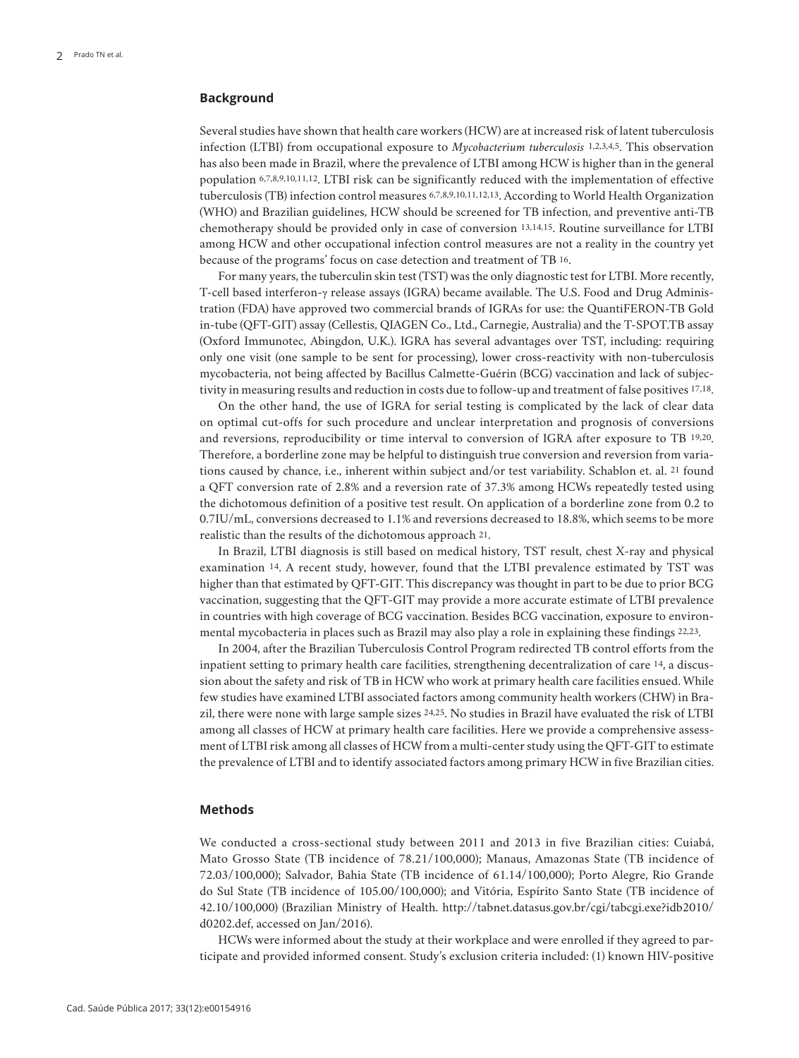## Background

Several studies have shown that health care workers (HCW) are at increased risk of latent tuberculosis infection (LTBI) from occupational exposure to *Mycobacterium tuberculosis* [1,2,3,4,5]. This observation has also been made in Brazil, where the prevalence of LTBI among HCW is higher than in the general population [6,7,8,9,10,11,12]. LTBI risk can be significantly reduced with the implementation of effective tuberculosis (TB) infection control measures [6,7,8,9,10,11,12,13]. According to World Health Organization (WHO) and Brazilian guidelines, HCW should be screened for TB infection, and preventive anti-TB chemotherapy should be provided only in case of conversion [13,14,15]. Routine surveillance for LTBI among HCW and other occupational infection control measures are not a reality in the country yet because of the programs' focus on case detection and treatment of TB [16].

For many years, the tuberculin skin test (TST) was the only diagnostic test for LTBI. More recently, T-cell based interferon-γ release assays (IGRA) became available. The U.S. Food and Drug Administration (FDA) have approved two commercial brands of IGRAs for use: the QuantiFERON-TB Gold in-tube (QFT-GIT) assay (Cellestis, QIAGEN Co., Ltd., Carnegie, Australia) and the T-SPOT.TB assay (Oxford Immunotec, Abingdon, U.K.). IGRA has several advantages over TST, including: requiring only one visit (one sample to be sent for processing), lower cross-reactivity with non-tuberculosis mycobacteria, not being affected by Bacillus Calmette-Guérin (BCG) vaccination and lack of subjectivity in measuring results and reduction in costs due to follow-up and treatment of false positives [17,18].

On the other hand, the use of IGRA for serial testing is complicated by the lack of clear data on optimal cut-offs for such procedure and unclear interpretation and prognosis of conversions and reversions, reproducibility or time interval to conversion of IGRA after exposure to TB [19,20]. Therefore, a borderline zone may be helpful to distinguish true conversion and reversion from variations caused by chance, i.e., inherent within subject and/or test variability. Schablon et. al. [21] found a QFT conversion rate of 2.8% and a reversion rate of 37.3% among HCWs repeatedly tested using the dichotomous definition of a positive test result. On application of a borderline zone from 0.2 to 0.7IU/mL, conversions decreased to 1.1% and reversions decreased to 18.8%, which seems to be more realistic than the results of the dichotomous approach [21].

In Brazil, LTBI diagnosis is still based on medical history, TST result, chest X-ray and physical examination [14]. A recent study, however, found that the LTBI prevalence estimated by TST was higher than that estimated by QFT-GIT. This discrepancy was thought in part to be due to prior BCG vaccination, suggesting that the QFT-GIT may provide a more accurate estimate of LTBI prevalence in countries with high coverage of BCG vaccination. Besides BCG vaccination, exposure to environmental mycobacteria in places such as Brazil may also play a role in explaining these findings [22,23].

In 2004, after the Brazilian Tuberculosis Control Program redirected TB control efforts from the inpatient setting to primary health care facilities, strengthening decentralization of care [14], a discussion about the safety and risk of TB in HCW who work at primary health care facilities ensued. While few studies have examined LTBI associated factors among community health workers (CHW) in Brazil, there were none with large sample sizes [24,25]. No studies in Brazil have evaluated the risk of LTBI among all classes of HCW at primary health care facilities. Here we provide a comprehensive assessment of LTBI risk among all classes of HCW from a multi-center study using the QFT-GIT to estimate the prevalence of LTBI and to identify associated factors among primary HCW in five Brazilian cities.

## Methods

We conducted a cross-sectional study between 2011 and 2013 in five Brazilian cities: Cuiabá, Mato Grosso State (TB incidence of 78.21/100,000); Manaus, Amazonas State (TB incidence of 72.03/100,000); Salvador, Bahia State (TB incidence of 61.14/100,000); Porto Alegre, Rio Grande do Sul State (TB incidence of 105.00/100,000); and Vitória, Espírito Santo State (TB incidence of 42.10/100,000) (Brazilian Ministry of Health. http://tabnet.datasus.gov.br/cgi/tabcgi.exe?idb2010/d0202.def, accessed on Jan/2016).

HCWs were informed about the study at their workplace and were enrolled if they agreed to participate and provided informed consent. Study's exclusion criteria included: (1) known HIV-positive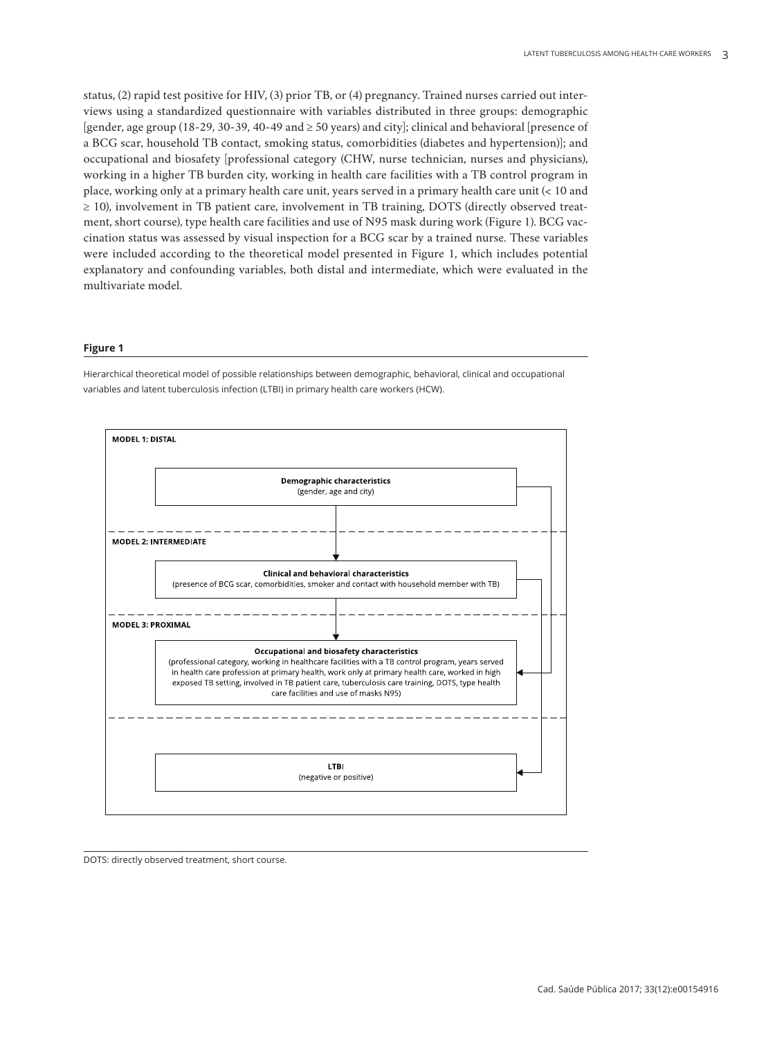status, (2) rapid test positive for HIV, (3) prior TB, or (4) pregnancy. Trained nurses carried out interviews using a standardized questionnaire with variables distributed in three groups: demographic [gender, age group (18-29, 30-39, 40-49 and ≥ 50 years) and city]; clinical and behavioral [presence of a BCG scar, household TB contact, smoking status, comorbidities (diabetes and hypertension)]; and occupational and biosafety [professional category (CHW, nurse technician, nurses and physicians), working in a higher TB burden city, working in health care facilities with a TB control program in place, working only at a primary health care unit, years served in a primary health care unit (< 10 and ≥ 10), involvement in TB patient care, involvement in TB training, DOTS (directly observed treatment, short course), type health care facilities and use of N95 mask during work (Figure 1). BCG vaccination status was assessed by visual inspection for a BCG scar by a trained nurse. These variables were included according to the theoretical model presented in Figure 1, which includes potential explanatory and confounding variables, both distal and intermediate, which were evaluated in the multivariate model.

**Figure 1**

Hierarchical theoretical model of possible relationships between demographic, behavioral, clinical and occupational variables and latent tuberculosis infection (LTBI) in primary health care workers (HCW).

MODEL 1: DISTAL

**Demographic characteristics**
(gender, age and city)

MODEL 2: INTERMEDIATE

**Clinical and behavioral characteristics**
(presence of BCG scar, comorbidities, smoker and contact with household member with TB)

MODEL 3: PROXIMAL

**Occupational and biosafety characteristics**
(professional category, working in healthcare facilities with a TB control program, years served in health care profession at primary health, work only at primary health care, worked in high exposed TB setting, involved in TB patient care, tuberculosis care training, DOTS, type health care facilities and use of masks N95)

**LTBI**
(negative or positive)

DOTS: directly observed treatment, short course.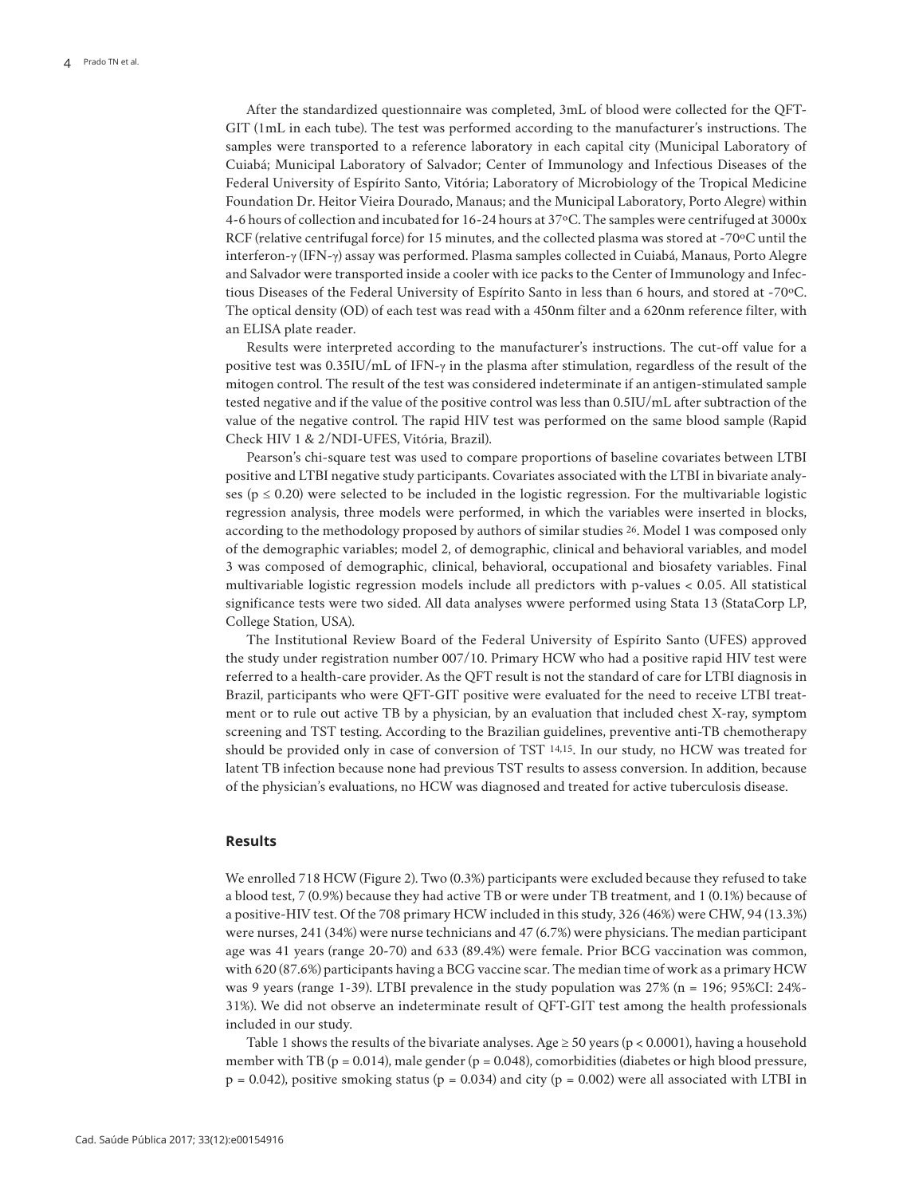After the standardized questionnaire was completed, 3mL of blood were collected for the QFT-GIT (1mL in each tube). The test was performed according to the manufacturer's instructions. The samples were transported to a reference laboratory in each capital city (Municipal Laboratory of Cuiabá; Municipal Laboratory of Salvador; Center of Immunology and Infectious Diseases of the Federal University of Espírito Santo, Vitória; Laboratory of Microbiology of the Tropical Medicine Foundation Dr. Heitor Vieira Dourado, Manaus; and the Municipal Laboratory, Porto Alegre) within 4-6 hours of collection and incubated for 16-24 hours at 37ºC. The samples were centrifuged at 3000x RCF (relative centrifugal force) for 15 minutes, and the collected plasma was stored at -70ºC until the interferon-γ (IFN-γ) assay was performed. Plasma samples collected in Cuiabá, Manaus, Porto Alegre and Salvador were transported inside a cooler with ice packs to the Center of Immunology and Infectious Diseases of the Federal University of Espírito Santo in less than 6 hours, and stored at -70ºC. The optical density (OD) of each test was read with a 450nm filter and a 620nm reference filter, with an ELISA plate reader.

Results were interpreted according to the manufacturer's instructions. The cut-off value for a positive test was 0.35IU/mL of IFN-γ in the plasma after stimulation, regardless of the result of the mitogen control. The result of the test was considered indeterminate if an antigen-stimulated sample tested negative and if the value of the positive control was less than 0.5IU/mL after subtraction of the value of the negative control. The rapid HIV test was performed on the same blood sample (Rapid Check HIV 1 & 2/NDI-UFES, Vitória, Brazil).

Pearson's chi-square test was used to compare proportions of baseline covariates between LTBI positive and LTBI negative study participants. Covariates associated with the LTBI in bivariate analyses ($p \leq 0.20$) were selected to be included in the logistic regression. For the multivariable logistic regression analysis, three models were performed, in which the variables were inserted in blocks, according to the methodology proposed by authors of similar studies [26]. Model 1 was composed only of the demographic variables; model 2, of demographic, clinical and behavioral variables, and model 3 was composed of demographic, clinical, behavioral, occupational and biosafety variables. Final multivariable logistic regression models include all predictors with p-values < 0.05. All statistical significance tests were two sided. All data analyses wwere performed using Stata 13 (StataCorp LP, College Station, USA).

The Institutional Review Board of the Federal University of Espírito Santo (UFES) approved the study under registration number 007/10. Primary HCW who had a positive rapid HIV test were referred to a health-care provider. As the QFT result is not the standard of care for LTBI diagnosis in Brazil, participants who were QFT-GIT positive were evaluated for the need to receive LTBI treatment or to rule out active TB by a physician, by an evaluation that included chest X-ray, symptom screening and TST testing. According to the Brazilian guidelines, preventive anti-TB chemotherapy should be provided only in case of conversion of TST [14,15]. In our study, no HCW was treated for latent TB infection because none had previous TST results to assess conversion. In addition, because of the physician's evaluations, no HCW was diagnosed and treated for active tuberculosis disease.

## Results

We enrolled 718 HCW (Figure 2). Two (0.3%) participants were excluded because they refused to take a blood test, 7 (0.9%) because they had active TB or were under TB treatment, and 1 (0.1%) because of a positive-HIV test. Of the 708 primary HCW included in this study, 326 (46%) were CHW, 94 (13.3%) were nurses, 241 (34%) were nurse technicians and 47 (6.7%) were physicians. The median participant age was 41 years (range 20-70) and 633 (89.4%) were female. Prior BCG vaccination was common, with 620 (87.6%) participants having a BCG vaccine scar. The median time of work as a primary HCW was 9 years (range 1-39). LTBI prevalence in the study population was 27% (n = 196; 95%CI: 24%-31%). We did not observe an indeterminate result of QFT-GIT test among the health professionals included in our study.

Table 1 shows the results of the bivariate analyses. Age ≥ 50 years ($p < 0.0001$), having a household member with TB ($p = 0.014$), male gender ($p = 0.048$), comorbidities (diabetes or high blood pressure, $p = 0.042$), positive smoking status ($p = 0.034$) and city ($p = 0.002$) were all associated with LTBI in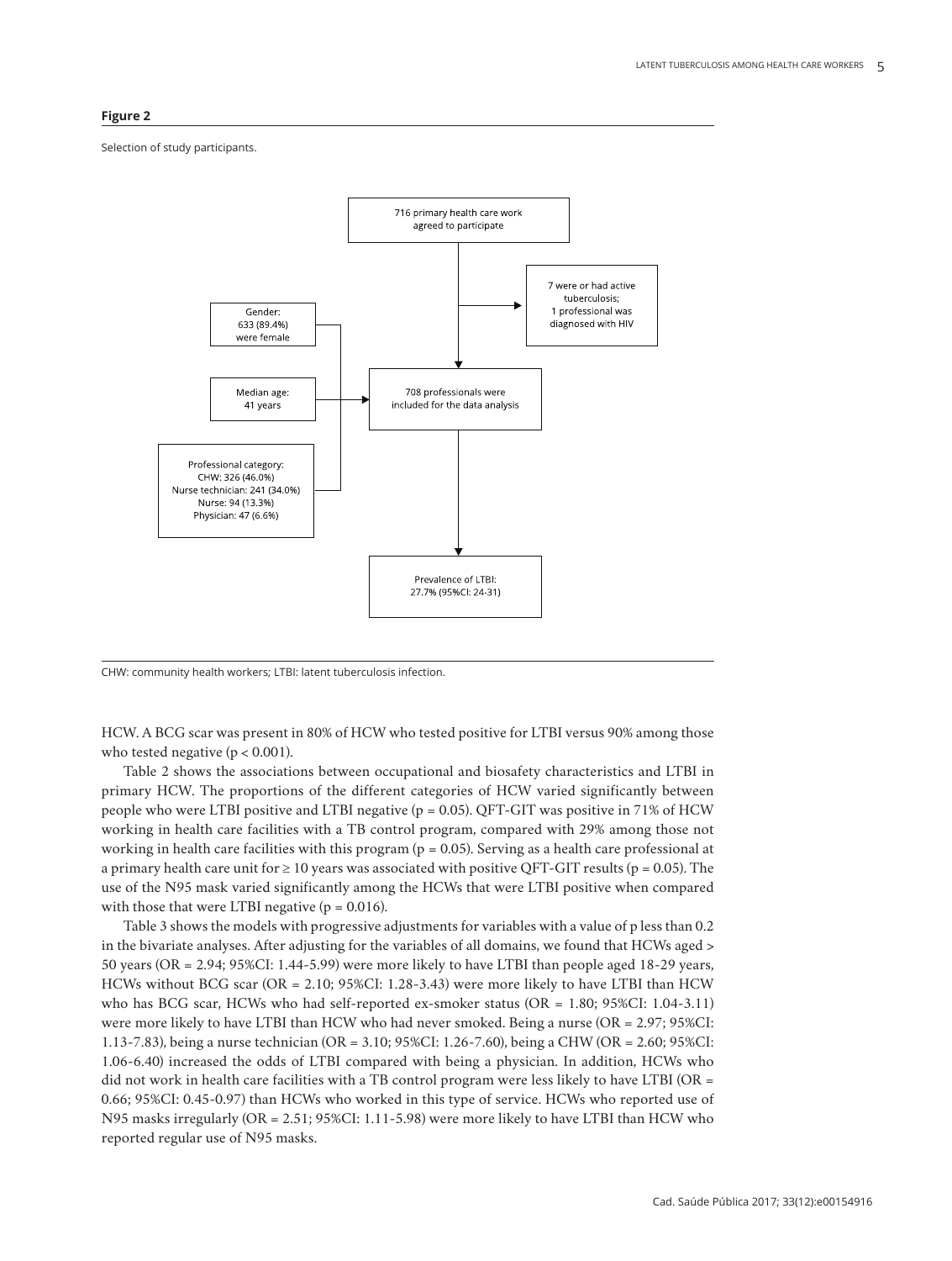**Figure 2**

Selection of study participants.

716 primary health care work agreed to participate

7 were or had active tuberculosis; 1 professional was diagnosed with HIV

Gender: 633 (89.4%) were female

Median age: 41 years

Professional category: CHW: 326 (46.0%) Nurse technician: 241 (34.0%) Nurse: 94 (13.3%) Physician: 47 (6.6%)

708 professionals were included for the data analysis

Prevalence of LTBI: 27.7% (95%CI: 24-31)

CHW: community health workers; LTBI: latent tuberculosis infection.

HCW. A BCG scar was present in 80% of HCW who tested positive for LTBI versus 90% among those who tested negative ($p < 0.001$).

Table 2 shows the associations between occupational and biosafety characteristics and LTBI in primary HCW. The proportions of the different categories of HCW varied significantly between people who were LTBI positive and LTBI negative ($p = 0.05$). QFT-GIT was positive in 71% of HCW working in health care facilities with a TB control program, compared with 29% among those not working in health care facilities with this program ($p = 0.05$). Serving as a health care professional at a primary health care unit for ≥ 10 years was associated with positive QFT-GIT results ($p = 0.05$). The use of the N95 mask varied significantly among the HCWs that were LTBI positive when compared with those that were LTBI negative ($p = 0.016$).

Table 3 shows the models with progressive adjustments for variables with a value of p less than 0.2 in the bivariate analyses. After adjusting for the variables of all domains, we found that HCWs aged > 50 years (OR = 2.94; 95%CI: 1.44-5.99) were more likely to have LTBI than people aged 18-29 years, HCWs without BCG scar (OR = 2.10; 95%CI: 1.28-3.43) were more likely to have LTBI than HCW who has BCG scar, HCWs who had self-reported ex-smoker status (OR = 1.80; 95%CI: 1.04-3.11) were more likely to have LTBI than HCW who had never smoked. Being a nurse (OR = 2.97; 95%CI: 1.13-7.83), being a nurse technician (OR = 3.10; 95%CI: 1.26-7.60), being a CHW (OR = 2.60; 95%CI: 1.06-6.40) increased the odds of LTBI compared with being a physician. In addition, HCWs who did not work in health care facilities with a TB control program were less likely to have LTBI (OR = 0.66; 95%CI: 0.45-0.97) than HCWs who worked in this type of service. HCWs who reported use of N95 masks irregularly (OR = 2.51; 95%CI: 1.11-5.98) were more likely to have LTBI than HCW who reported regular use of N95 masks.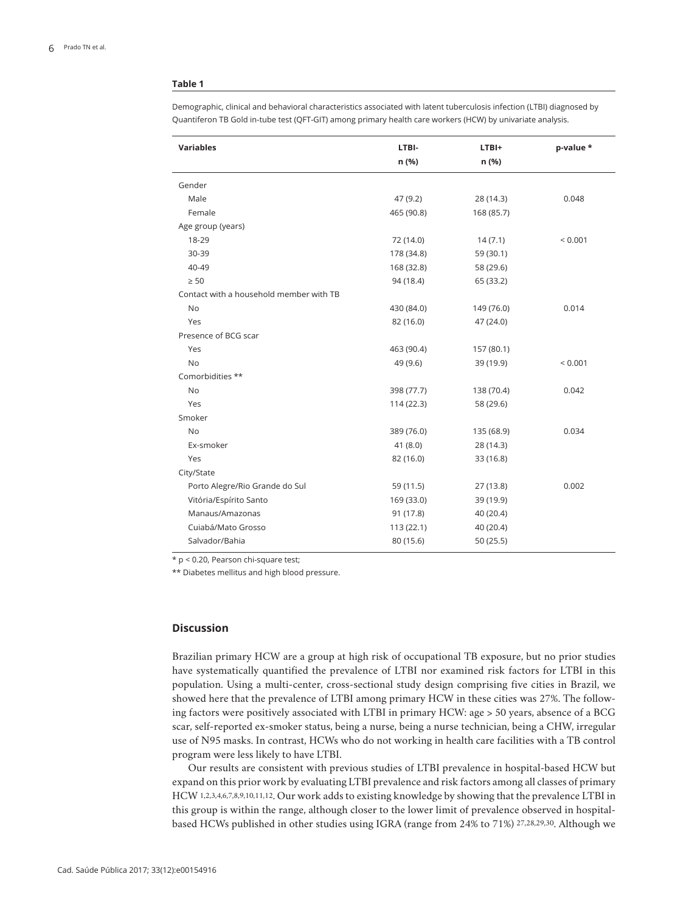**Table 1**

Demographic, clinical and behavioral characteristics associated with latent tuberculosis infection (LTBI) diagnosed by Quantiferon TB Gold in-tube test (QFT-GIT) among primary health care workers (HCW) by univariate analysis.

| Variables | LTBI- n (%) | LTBI+ n (%) | p-value * |
|---|---|---|---|
| Gender | | | |
| Male | 47 (9.2) | 28 (14.3) | 0.048 |
| Female | 465 (90.8) | 168 (85.7) | |
| Age group (years) | | | |
| 18-29 | 72 (14.0) | 14 (7.1) | < 0.001 |
| 30-39 | 178 (34.8) | 59 (30.1) | |
| 40-49 | 168 (32.8) | 58 (29.6) | |
| ≥ 50 | 94 (18.4) | 65 (33.2) | |
| Contact with a household member with TB | | | |
| No | 430 (84.0) | 149 (76.0) | 0.014 |
| Yes | 82 (16.0) | 47 (24.0) | |
| Presence of BCG scar | | | |
| Yes | 463 (90.4) | 157 (80.1) | |
| No | 49 (9.6) | 39 (19.9) | < 0.001 |
| Comorbidities ** | | | |
| No | 398 (77.7) | 138 (70.4) | 0.042 |
| Yes | 114 (22.3) | 58 (29.6) | |
| Smoker | | | |
| No | 389 (76.0) | 135 (68.9) | 0.034 |
| Ex-smoker | 41 (8.0) | 28 (14.3) | |
| Yes | 82 (16.0) | 33 (16.8) | |
| City/State | | | |
| Porto Alegre/Rio Grande do Sul | 59 (11.5) | 27 (13.8) | 0.002 |
| Vitória/Espírito Santo | 169 (33.0) | 39 (19.9) | |
| Manaus/Amazonas | 91 (17.8) | 40 (20.4) | |
| Cuiabá/Mato Grosso | 113 (22.1) | 40 (20.4) | |
| Salvador/Bahia | 80 (15.6) | 50 (25.5) | |

* p < 0.20, Pearson chi-square test;

** Diabetes mellitus and high blood pressure.

## Discussion

Brazilian primary HCW are a group at high risk of occupational TB exposure, but no prior studies have systematically quantified the prevalence of LTBI nor examined risk factors for LTBI in this population. Using a multi-center, cross-sectional study design comprising five cities in Brazil, we showed here that the prevalence of LTBI among primary HCW in these cities was 27%. The following factors were positively associated with LTBI in primary HCW: age > 50 years, absence of a BCG scar, self-reported ex-smoker status, being a nurse, being a nurse technician, being a CHW, irregular use of N95 masks. In contrast, HCWs who do not working in health care facilities with a TB control program were less likely to have LTBI.

Our results are consistent with previous studies of LTBI prevalence in hospital-based HCW but expand on this prior work by evaluating LTBI prevalence and risk factors among all classes of primary HCW [1,2,3,4,6,7,8,9,10,11,12]. Our work adds to existing knowledge by showing that the prevalence LTBI in this group is within the range, although closer to the lower limit of prevalence observed in hospital-based HCWs published in other studies using IGRA (range from 24% to 71%) [27,28,29,30]. Although we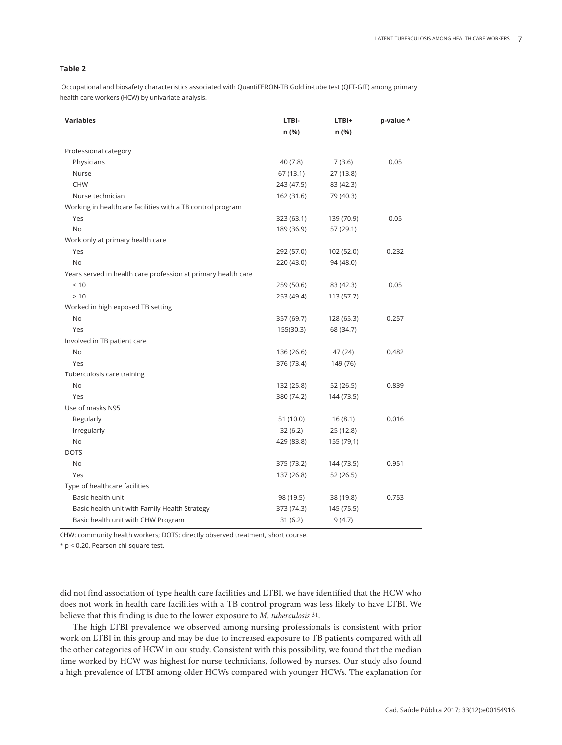**Table 2**

Occupational and biosafety characteristics associated with QuantiFERON-TB Gold in-tube test (QFT-GIT) among primary health care workers (HCW) by univariate analysis.

| Variables | LTBI- n (%) | LTBI+ n (%) | p-value * |
|---|---|---|---|
| Professional category | | | |
| Physicians | 40 (7.8) | 7 (3.6) | 0.05 |
| Nurse | 67 (13.1) | 27 (13.8) | |
| CHW | 243 (47.5) | 83 (42.3) | |
| Nurse technician | 162 (31.6) | 79 (40.3) | |
| Working in healthcare facilities with a TB control program | | | |
| Yes | 323 (63.1) | 139 (70.9) | 0.05 |
| No | 189 (36.9) | 57 (29.1) | |
| Work only at primary health care | | | |
| Yes | 292 (57.0) | 102 (52.0) | 0.232 |
| No | 220 (43.0) | 94 (48.0) | |
| Years served in health care profession at primary health care | | | |
| < 10 | 259 (50.6) | 83 (42.3) | 0.05 |
| ≥ 10 | 253 (49.4) | 113 (57.7) | |
| Worked in high exposed TB setting | | | |
| No | 357 (69.7) | 128 (65.3) | 0.257 |
| Yes | 155(30.3) | 68 (34.7) | |
| Involved in TB patient care | | | |
| No | 136 (26.6) | 47 (24) | 0.482 |
| Yes | 376 (73.4) | 149 (76) | |
| Tuberculosis care training | | | |
| No | 132 (25.8) | 52 (26.5) | 0.839 |
| Yes | 380 (74.2) | 144 (73.5) | |
| Use of masks N95 | | | |
| Regularly | 51 (10.0) | 16 (8.1) | 0.016 |
| Irregularly | 32 (6.2) | 25 (12.8) | |
| No | 429 (83.8) | 155 (79,1) | |
| DOTS | | | |
| No | 375 (73.2) | 144 (73.5) | 0.951 |
| Yes | 137 (26.8) | 52 (26.5) | |
| Type of healthcare facilities | | | |
| Basic health unit | 98 (19.5) | 38 (19.8) | 0.753 |
| Basic health unit with Family Health Strategy | 373 (74.3) | 145 (75.5) | |
| Basic health unit with CHW Program | 31 (6.2) | 9 (4.7) | |

CHW: community health workers; DOTS: directly observed treatment, short course.

* $p < 0.20$, Pearson chi-square test.

did not find association of type health care facilities and LTBI, we have identified that the HCW who does not work in health care facilities with a TB control program was less likely to have LTBI. We believe that this finding is due to the lower exposure to *M. tuberculosis* [31].

The high LTBI prevalence we observed among nursing professionals is consistent with prior work on LTBI in this group and may be due to increased exposure to TB patients compared with all the other categories of HCW in our study. Consistent with this possibility, we found that the median time worked by HCW was highest for nurse technicians, followed by nurses. Our study also found a high prevalence of LTBI among older HCWs compared with younger HCWs. The explanation for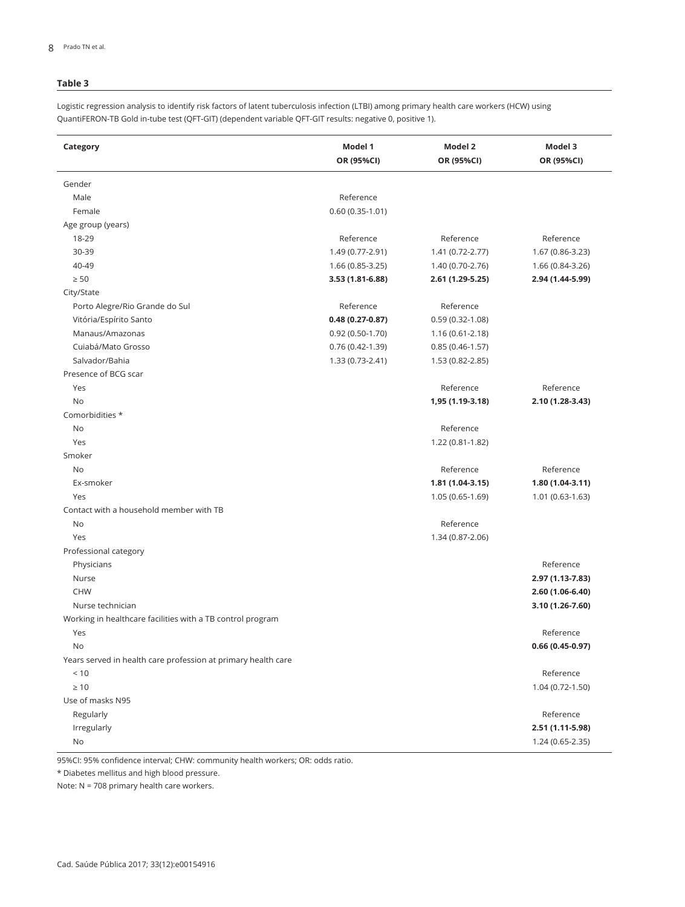**Table 3**

Logistic regression analysis to identify risk factors of latent tuberculosis infection (LTBI) among primary health care workers (HCW) using QuantiFERON-TB Gold in-tube test (QFT-GIT) (dependent variable QFT-GIT results: negative 0, positive 1).

| Category | Model 1 OR (95%CI) | Model 2 OR (95%CI) | Model 3 OR (95%CI) |
|---|---|---|---|
| Gender | | | |
| Male | Reference | | |
| Female | 0.60 (0.35-1.01) | | |
| Age group (years) | | | |
| 18-29 | Reference | Reference | Reference |
| 30-39 | 1.49 (0.77-2.91) | 1.41 (0.72-2.77) | 1.67 (0.86-3.23) |
| 40-49 | 1.66 (0.85-3.25) | 1.40 (0.70-2.76) | 1.66 (0.84-3.26) |
| ≥ 50 | **3.53 (1.81-6.88)** | **2.61 (1.29-5.25)** | **2.94 (1.44-5.99)** |
| City/State | | | |
| Porto Alegre/Rio Grande do Sul | Reference | Reference | |
| Vitória/Espírito Santo | **0.48 (0.27-0.87)** | 0.59 (0.32-1.08) | |
| Manaus/Amazonas | 0.92 (0.50-1.70) | 1.16 (0.61-2.18) | |
| Cuiabá/Mato Grosso | 0.76 (0.42-1.39) | 0.85 (0.46-1.57) | |
| Salvador/Bahia | 1.33 (0.73-2.41) | 1.53 (0.82-2.85) | |
| Presence of BCG scar | | | |
| Yes | | Reference | Reference |
| No | | **1,95 (1.19-3.18)** | **2.10 (1.28-3.43)** |
| Comorbidities * | | | |
| No | | Reference | |
| Yes | | 1.22 (0.81-1.82) | |
| Smoker | | | |
| No | | Reference | Reference |
| Ex-smoker | | **1.81 (1.04-3.15)** | **1.80 (1.04-3.11)** |
| Yes | | 1.05 (0.65-1.69) | 1.01 (0.63-1.63) |
| Contact with a household member with TB | | | |
| No | | Reference | |
| Yes | | 1.34 (0.87-2.06) | |
| Professional category | | | |
| Physicians | | | Reference |
| Nurse | | | **2.97 (1.13-7.83)** |
| CHW | | | **2.60 (1.06-6.40)** |
| Nurse technician | | | **3.10 (1.26-7.60)** |
| Working in healthcare facilities with a TB control program | | | |
| Yes | | | Reference |
| No | | | **0.66 (0.45-0.97)** |
| Years served in health care profession at primary health care | | | |
| < 10 | | | Reference |
| ≥ 10 | | | 1.04 (0.72-1.50) |
| Use of masks N95 | | | |
| Regularly | | | Reference |
| Irregularly | | | **2.51 (1.11-5.98)** |
| No | | | 1.24 (0.65-2.35) |

95%CI: 95% confidence interval; CHW: community health workers; OR: odds ratio.

* Diabetes mellitus and high blood pressure.

Note: N = 708 primary health care workers.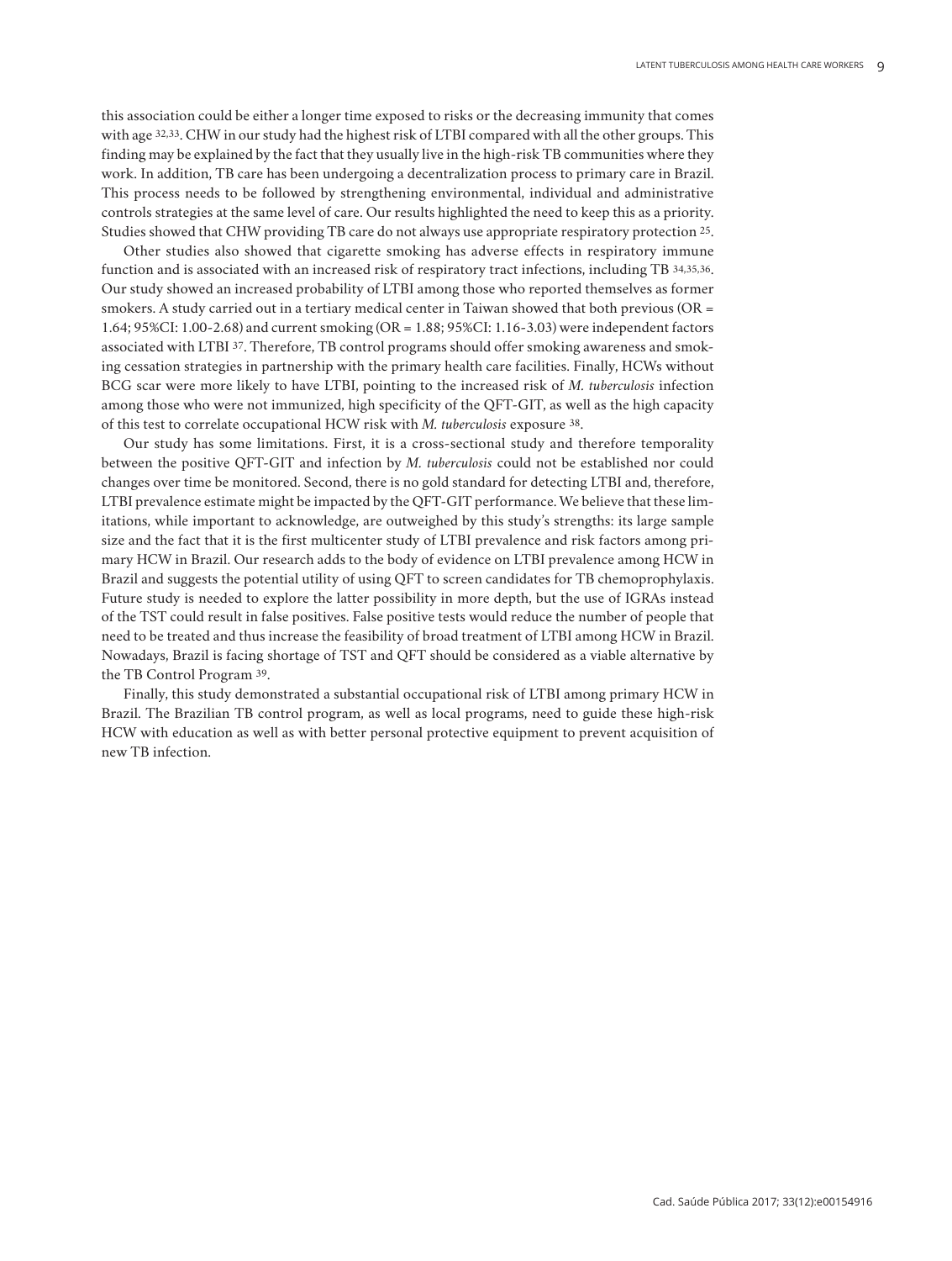this association could be either a longer time exposed to risks or the decreasing immunity that comes with age [32,33]. CHW in our study had the highest risk of LTBI compared with all the other groups. This finding may be explained by the fact that they usually live in the high-risk TB communities where they work. In addition, TB care has been undergoing a decentralization process to primary care in Brazil. This process needs to be followed by strengthening environmental, individual and administrative controls strategies at the same level of care. Our results highlighted the need to keep this as a priority. Studies showed that CHW providing TB care do not always use appropriate respiratory protection [25].

Other studies also showed that cigarette smoking has adverse effects in respiratory immune function and is associated with an increased risk of respiratory tract infections, including TB [34,35,36]. Our study showed an increased probability of LTBI among those who reported themselves as former smokers. A study carried out in a tertiary medical center in Taiwan showed that both previous (OR = 1.64; 95%CI: 1.00-2.68) and current smoking (OR = 1.88; 95%CI: 1.16-3.03) were independent factors associated with LTBI [37]. Therefore, TB control programs should offer smoking awareness and smoking cessation strategies in partnership with the primary health care facilities. Finally, HCWs without BCG scar were more likely to have LTBI, pointing to the increased risk of *M. tuberculosis* infection among those who were not immunized, high specificity of the QFT-GIT, as well as the high capacity of this test to correlate occupational HCW risk with *M. tuberculosis* exposure [38].

Our study has some limitations. First, it is a cross-sectional study and therefore temporality between the positive QFT-GIT and infection by *M. tuberculosis* could not be established nor could changes over time be monitored. Second, there is no gold standard for detecting LTBI and, therefore, LTBI prevalence estimate might be impacted by the QFT-GIT performance. We believe that these limitations, while important to acknowledge, are outweighed by this study's strengths: its large sample size and the fact that it is the first multicenter study of LTBI prevalence and risk factors among primary HCW in Brazil. Our research adds to the body of evidence on LTBI prevalence among HCW in Brazil and suggests the potential utility of using QFT to screen candidates for TB chemoprophylaxis. Future study is needed to explore the latter possibility in more depth, but the use of IGRAs instead of the TST could result in false positives. False positive tests would reduce the number of people that need to be treated and thus increase the feasibility of broad treatment of LTBI among HCW in Brazil. Nowadays, Brazil is facing shortage of TST and QFT should be considered as a viable alternative by the TB Control Program [39].

Finally, this study demonstrated a substantial occupational risk of LTBI among primary HCW in Brazil. The Brazilian TB control program, as well as local programs, need to guide these high-risk HCW with education as well as with better personal protective equipment to prevent acquisition of new TB infection.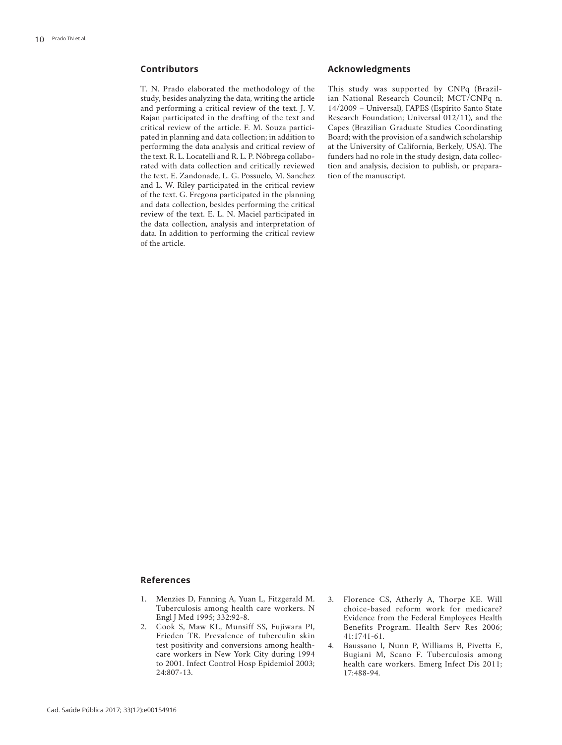## Contributors

T. N. Prado elaborated the methodology of the study, besides analyzing the data, writing the article and performing a critical review of the text. J. V. Rajan participated in the drafting of the text and critical review of the article. F. M. Souza participated in planning and data collection; in addition to performing the data analysis and critical review of the text. R. L. Locatelli and R. L. P. Nóbrega collaborated with data collection and critically reviewed the text. E. Zandonade, L. G. Possuelo, M. Sanchez and L. W. Riley participated in the critical review of the text. G. Fregona participated in the planning and data collection, besides performing the critical review of the text. E. L. N. Maciel participated in the data collection, analysis and interpretation of data. In addition to performing the critical review of the article.

## Acknowledgments

This study was supported by CNPq (Brazilian National Research Council; MCT/CNPq n. 14/2009 – Universal), FAPES (Espírito Santo State Research Foundation; Universal 012/11), and the Capes (Brazilian Graduate Studies Coordinating Board; with the provision of a sandwich scholarship at the University of California, Berkely, USA). The funders had no role in the study design, data collection and analysis, decision to publish, or preparation of the manuscript.

## References

1. Menzies D, Fanning A, Yuan L, Fitzgerald M. Tuberculosis among health care workers. N Engl J Med 1995; 332:92-8.
2. Cook S, Maw KL, Munsiff SS, Fujiwara PI, Frieden TR. Prevalence of tuberculin skin test positivity and conversions among healthcare workers in New York City during 1994 to 2001. Infect Control Hosp Epidemiol 2003; 24:807-13.
3. Florence CS, Atherly A, Thorpe KE. Will choice-based reform work for medicare? Evidence from the Federal Employees Health Benefits Program. Health Serv Res 2006; 41:1741-61.
4. Baussano I, Nunn P, Williams B, Pivetta E, Bugiani M, Scano F. Tuberculosis among health care workers. Emerg Infect Dis 2011; 17:488-94.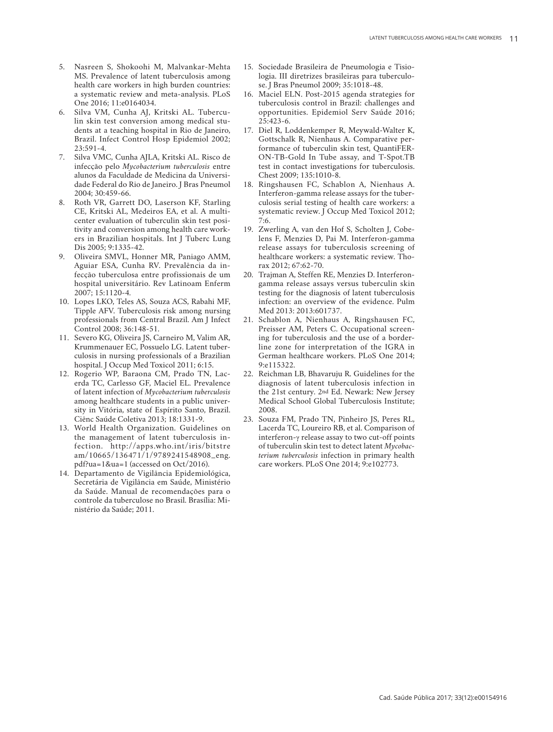5. Nasreen S, Shokoohi M, Malvankar-Mehta MS. Prevalence of latent tuberculosis among health care workers in high burden countries: a systematic review and meta-analysis. PLoS One 2016; 11:e0164034.
6. Silva VM, Cunha AJ, Kritski AL. Tuberculin skin test conversion among medical students at a teaching hospital in Rio de Janeiro, Brazil. Infect Control Hosp Epidemiol 2002; 23:591-4.
7. Silva VMC, Cunha AJLA, Kritski AL. Risco de infecção pelo *Mycobacterium tuberculosis* entre alunos da Faculdade de Medicina da Universidade Federal do Rio de Janeiro. J Bras Pneumol 2004; 30:459-66.
8. Roth VR, Garrett DO, Laserson KF, Starling CE, Kritski AL, Medeiros EA, et al. A multicenter evaluation of tuberculin skin test positivity and conversion among health care workers in Brazilian hospitals. Int J Tuberc Lung Dis 2005; 9:1335-42.
9. Oliveira SMVL, Honner MR, Paniago AMM, Aguiar ESA, Cunha RV. Prevalência da infecção tuberculosa entre profissionais de um hospital universitário. Rev Latinoam Enferm 2007; 15:1120-4.
10. Lopes LKO, Teles AS, Souza ACS, Rabahi MF, Tipple AFV. Tuberculosis risk among nursing professionals from Central Brazil. Am J Infect Control 2008; 36:148-51.
11. Severo KG, Oliveira JS, Carneiro M, Valim AR, Krummenauer EC, Possuelo LG. Latent tuberculosis in nursing professionals of a Brazilian hospital. J Occup Med Toxicol 2011; 6:15.
12. Rogerio WP, Baraona CM, Prado TN, Lacerda TC, Carlesso GF, Maciel EL. Prevalence of latent infection of *Mycobacterium tuberculosis* among healthcare students in a public university in Vitória, state of Espírito Santo, Brazil. Ciênc Saúde Coletiva 2013; 18:1331-9.
13. World Health Organization. Guidelines on the management of latent tuberculosis infection. http://apps.who.int/iris/bitstream/10665/136471/1/9789241548908_eng.pdf?ua=1&ua=1 (accessed on Oct/2016).
14. Departamento de Vigilância Epidemiológica, Secretária de Vigilância em Saúde, Ministério da Saúde. Manual de recomendações para o controle da tuberculose no Brasil. Brasília: Ministério da Saúde; 2011.
15. Sociedade Brasileira de Pneumologia e Tisiologia. III diretrizes brasileiras para tuberculose. J Bras Pneumol 2009; 35:1018-48.
16. Maciel ELN. Post-2015 agenda strategies for tuberculosis control in Brazil: challenges and opportunities. Epidemiol Serv Saúde 2016; 25:423-6.
17. Diel R, Loddenkemper R, Meywald-Walter K, Gottschalk R, Nienhaus A. Comparative performance of tuberculin skin test, QuantiFERON-TB-Gold In Tube assay, and T-Spot.TB test in contact investigations for tuberculosis. Chest 2009; 135:1010-8.
18. Ringshausen FC, Schablon A, Nienhaus A. Interferon-gamma release assays for the tuberculosis serial testing of health care workers: a systematic review. J Occup Med Toxicol 2012; 7:6.
19. Zwerling A, van den Hof S, Scholten J, Cobelens F, Menzies D, Pai M. Interferon-gamma release assays for tuberculosis screening of healthcare workers: a systematic review. Thorax 2012; 67:62-70.
20. Trajman A, Steffen RE, Menzies D. Interferon-gamma release assays versus tuberculin skin testing for the diagnosis of latent tuberculosis infection: an overview of the evidence. Pulm Med 2013: 2013:601737.
21. Schablon A, Nienhaus A, Ringshausen FC, Preisser AM, Peters C. Occupational screening for tuberculosis and the use of a borderline zone for interpretation of the IGRA in German healthcare workers. PLoS One 2014; 9:e115322.
22. Reichman LB, Bhavaruju R. Guidelines for the diagnosis of latent tuberculosis infection in the 21st century. 2nd Ed. Newark: New Jersey Medical School Global Tuberculosis Institute; 2008.
23. Souza FM, Prado TN, Pinheiro JS, Peres RL, Lacerda TC, Loureiro RB, et al. Comparison of interferon-γ release assay to two cut-off points of tuberculin skin test to detect latent *Mycobacterium tuberculosis* infection in primary health care workers. PLoS One 2014; 9:e102773.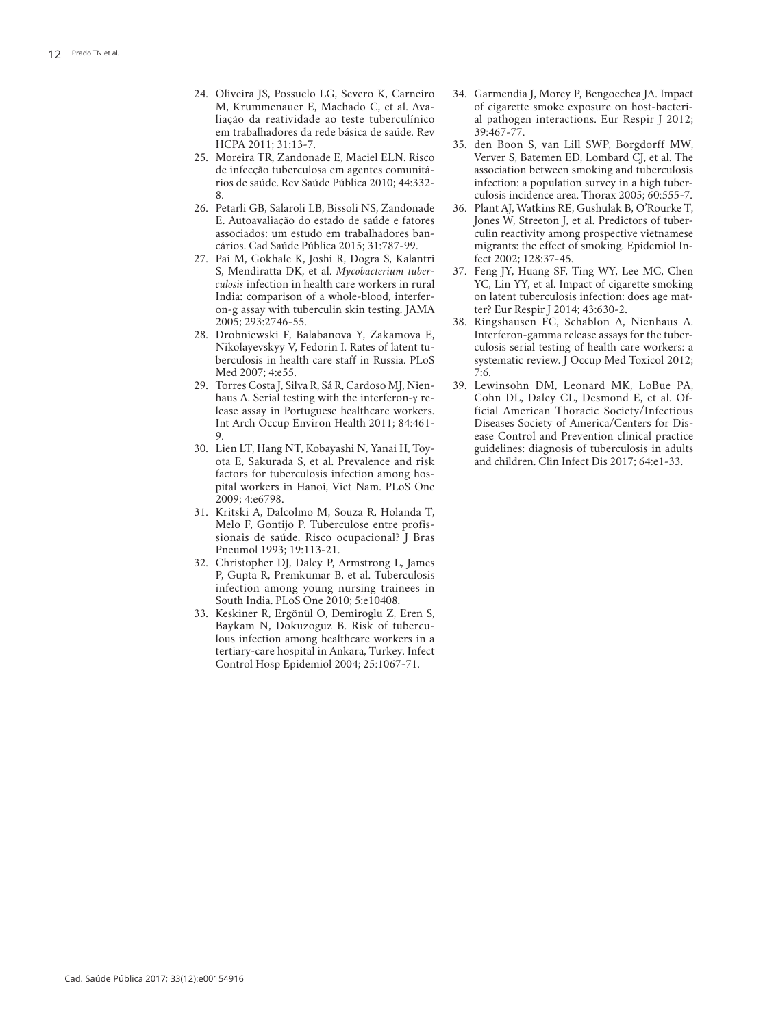24. Oliveira JS, Possuelo LG, Severo K, Carneiro M, Krummenauer E, Machado C, et al. Avaliação da reatividade ao teste tuberculínico em trabalhadores da rede básica de saúde. Rev HCPA 2011; 31:13-7.
25. Moreira TR, Zandonade E, Maciel ELN. Risco de infecção tuberculosa em agentes comunitários de saúde. Rev Saúde Pública 2010; 44:332-8.
26. Petarli GB, Salaroli LB, Bissoli NS, Zandonade E. Autoavaliação do estado de saúde e fatores associados: um estudo em trabalhadores bancários. Cad Saúde Pública 2015; 31:787-99.
27. Pai M, Gokhale K, Joshi R, Dogra S, Kalantri S, Mendiratta DK, et al. *Mycobacterium tuberculosis* infection in health care workers in rural India: comparison of a whole-blood, interferon-g assay with tuberculin skin testing. JAMA 2005; 293:2746-55.
28. Drobniewski F, Balabanova Y, Zakamova E, Nikolayevskyy V, Fedorin I. Rates of latent tuberculosis in health care staff in Russia. PLoS Med 2007; 4:e55.
29. Torres Costa J, Silva R, Sá R, Cardoso MJ, Nienhaus A. Serial testing with the interferon-γ release assay in Portuguese healthcare workers. Int Arch Occup Environ Health 2011; 84:461-9.
30. Lien LT, Hang NT, Kobayashi N, Yanai H, Toyota E, Sakurada S, et al. Prevalence and risk factors for tuberculosis infection among hospital workers in Hanoi, Viet Nam. PLoS One 2009; 4:e6798.
31. Kritski A, Dalcolmo M, Souza R, Holanda T, Melo F, Gontijo P. Tuberculose entre profissionais de saúde. Risco ocupacional? J Bras Pneumol 1993; 19:113-21.
32. Christopher DJ, Daley P, Armstrong L, James P, Gupta R, Premkumar B, et al. Tuberculosis infection among young nursing trainees in South India. PLoS One 2010; 5:e10408.
33. Keskiner R, Ergönül O, Demiroglu Z, Eren S, Baykam N, Dokuzoguz B. Risk of tuberculous infection among healthcare workers in a tertiary-care hospital in Ankara, Turkey. Infect Control Hosp Epidemiol 2004; 25:1067-71.
34. Garmendia J, Morey P, Bengoechea JA. Impact of cigarette smoke exposure on host-bacterial pathogen interactions. Eur Respir J 2012; 39:467-77.
35. den Boon S, van Lill SWP, Borgdorff MW, Verver S, Batemen ED, Lombard CJ, et al. The association between smoking and tuberculosis infection: a population survey in a high tuberculosis incidence area. Thorax 2005; 60:555-7.
36. Plant AJ, Watkins RE, Gushulak B, O'Rourke T, Jones W, Streeton J, et al. Predictors of tuberculin reactivity among prospective vietnamese migrants: the effect of smoking. Epidemiol Infect 2002; 128:37-45.
37. Feng JY, Huang SF, Ting WY, Lee MC, Chen YC, Lin YY, et al. Impact of cigarette smoking on latent tuberculosis infection: does age matter? Eur Respir J 2014; 43:630-2.
38. Ringshausen FC, Schablon A, Nienhaus A. Interferon-gamma release assays for the tuberculosis serial testing of health care workers: a systematic review. J Occup Med Toxicol 2012; 7:6.
39. Lewinsohn DM, Leonard MK, LoBue PA, Cohn DL, Daley CL, Desmond E, et al. Official American Thoracic Society/Infectious Diseases Society of America/Centers for Disease Control and Prevention clinical practice guidelines: diagnosis of tuberculosis in adults and children. Clin Infect Dis 2017; 64:e1-33.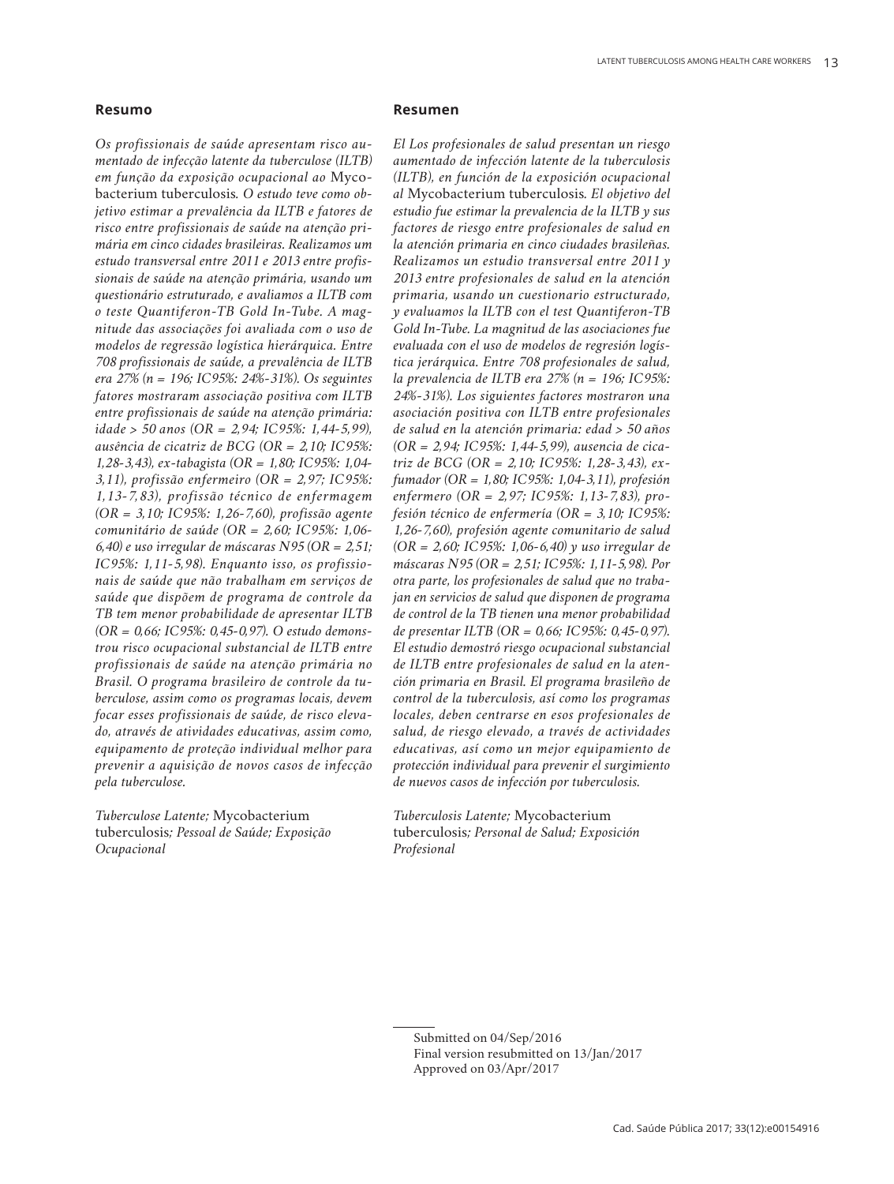## Resumo

*Os profissionais de saúde apresentam risco aumentado de infecção latente da tuberculose (ILTB) em função da exposição ocupacional ao* Mycobacterium tuberculosis*. O estudo teve como objetivo estimar a prevalência da ILTB e fatores de risco entre profissionais de saúde na atenção primária em cinco cidades brasileiras. Realizamos um estudo transversal entre 2011 e 2013 entre profissionais de saúde na atenção primária, usando um questionário estruturado, e avaliamos a ILTB com o teste Quantiferon-TB Gold In-Tube. A magnitude das associações foi avaliada com o uso de modelos de regressão logística hierárquica. Entre 708 profissionais de saúde, a prevalência de ILTB era 27% (n = 196; IC95%: 24%-31%). Os seguintes fatores mostraram associação positiva com ILTB entre profissionais de saúde na atenção primária: idade > 50 anos (OR = 2,94; IC95%: 1,44-5,99), ausência de cicatriz de BCG (OR = 2,10; IC95%: 1,28-3,43), ex-tabagista (OR = 1,80; IC95%: 1,04-3,11), profissão enfermeiro (OR = 2,97; IC95%: 1,13-7,83), profissão técnico de enfermagem (OR = 3,10; IC95%: 1,26-7,60), profissão agente comunitário de saúde (OR = 2,60; IC95%: 1,06-6,40) e uso irregular de máscaras N95 (OR = 2,51; IC95%: 1,11-5,98). Enquanto isso, os profissionais de saúde que não trabalham em serviços de saúde que dispõem de programa de controle da TB tem menor probabilidade de apresentar ILTB (OR = 0,66; IC95%: 0,45-0,97). O estudo demonstrou risco ocupacional substancial de ILTB entre profissionais de saúde na atenção primária no Brasil. O programa brasileiro de controle da tuberculose, assim como os programas locais, devem focar esses profissionais de saúde, de risco elevado, através de atividades educativas, assim como, equipamento de proteção individual melhor para prevenir a aquisição de novos casos de infecção pela tuberculose.*

*Tuberculose Latente;* Mycobacterium tuberculosis*; Pessoal de Saúde; Exposição Ocupacional*

## Resumen

*El Los profesionales de salud presentan un riesgo aumentado de infección latente de la tuberculosis (ILTB), en función de la exposición ocupacional al* Mycobacterium tuberculosis*. El objetivo del estudio fue estimar la prevalencia de la ILTB y sus factores de riesgo entre profesionales de salud en la atención primaria en cinco ciudades brasileñas. Realizamos un estudio transversal entre 2011 y 2013 entre profesionales de salud en la atención primaria, usando un cuestionario estructurado, y evaluamos la ILTB con el test Quantiferon-TB Gold In-Tube. La magnitud de las asociaciones fue evaluada con el uso de modelos de regresión logística jerárquica. Entre 708 profesionales de salud, la prevalencia de ILTB era 27% (n = 196; IC95%: 24%-31%). Los siguientes factores mostraron una asociación positiva con ILTB entre profesionales de salud en la atención primaria: edad > 50 años (OR = 2,94; IC95%: 1,44-5,99), ausencia de cicatriz de BCG (OR = 2,10; IC95%: 1,28-3,43), exfumador (OR = 1,80; IC95%: 1,04-3,11), profesión enfermero (OR = 2,97; IC95%: 1,13-7,83), profesión técnico de enfermería (OR = 3,10; IC95%: 1,26-7,60), profesión agente comunitario de salud (OR = 2,60; IC95%: 1,06-6,40) y uso irregular de máscaras N95 (OR = 2,51; IC95%: 1,11-5,98). Por otra parte, los profesionales de salud que no trabajan en servicios de salud que disponen de programa de control de la TB tienen una menor probabilidad de presentar ILTB (OR = 0,66; IC95%: 0,45-0,97). El estudio demostró riesgo ocupacional substancial de ILTB entre profesionales de salud en la atención primaria en Brasil. El programa brasileño de control de la tuberculosis, así como los programas locales, deben centrarse en esos profesionales de salud, de riesgo elevado, a través de actividades educativas, así como un mejor equipamiento de protección individual para prevenir el surgimiento de nuevos casos de infección por tuberculosis.*

*Tuberculosis Latente;* Mycobacterium tuberculosis*; Personal de Salud; Exposición Profesional*

Submitted on 04/Sep/2016
Final version resubmitted on 13/Jan/2017
Approved on 03/Apr/2017